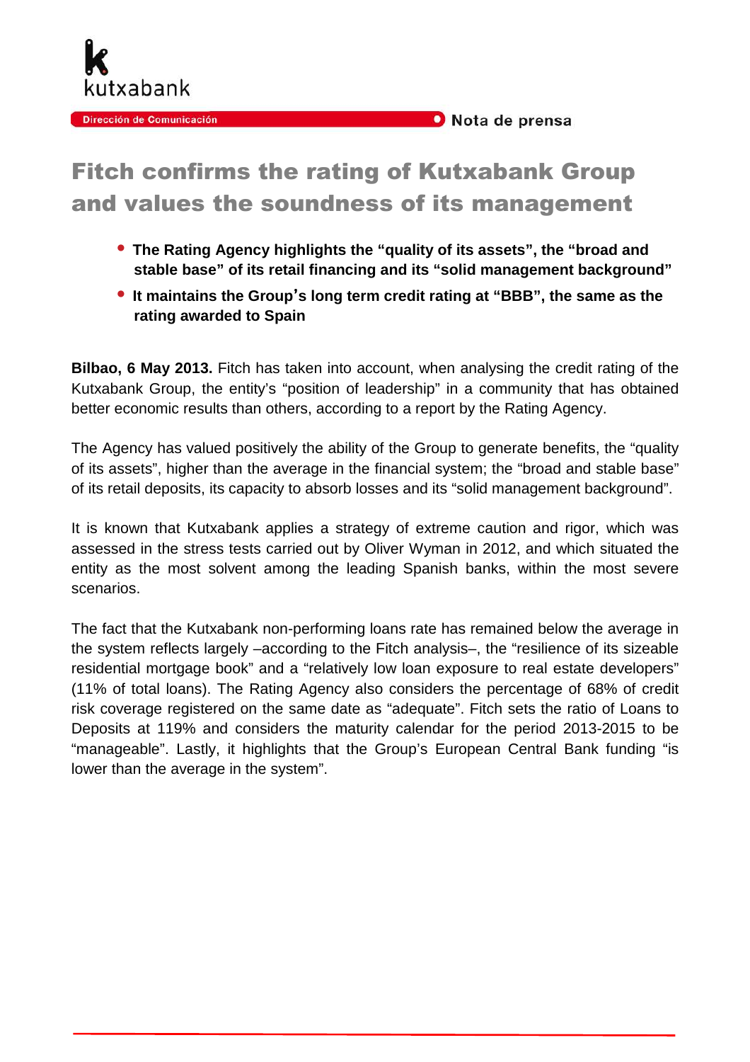kutxabank

Dirección de Comunicación

Nota de prensa

# Fitch confirms the rating of Kutxabank Group and values the soundness of its management

- **The Rating Agency highlights the "quality of its assets", the "broad and stable base" of its retail financing and its "solid management background"**
- **It maintains the Group's long term credit rating at "BBB", the same as the rating awarded to Spain**

**Bilbao, 6 May 2013.** Fitch has taken into account, when analysing the credit rating of the Kutxabank Group, the entity's "position of leadership" in a community that has obtained better economic results than others, according to a report by the Rating Agency.

The Agency has valued positively the ability of the Group to generate benefits, the "quality of its assets", higher than the average in the financial system; the "broad and stable base" of its retail deposits, its capacity to absorb losses and its "solid management background".

It is known that Kutxabank applies a strategy of extreme caution and rigor, which was assessed in the stress tests carried out by Oliver Wyman in 2012, and which situated the entity as the most solvent among the leading Spanish banks, within the most severe scenarios.

The fact that the Kutxabank non-performing loans rate has remained below the average in the system reflects largely –according to the Fitch analysis–, the "resilience of its sizeable residential mortgage book" and a "relatively low loan exposure to real estate developers" (11% of total loans). The Rating Agency also considers the percentage of 68% of credit risk coverage registered on the same date as "adequate". Fitch sets the ratio of Loans to Deposits at 119% and considers the maturity calendar for the period 2013-2015 to be "manageable". Lastly, it highlights that the Group's European Central Bank funding "is lower than the average in the system".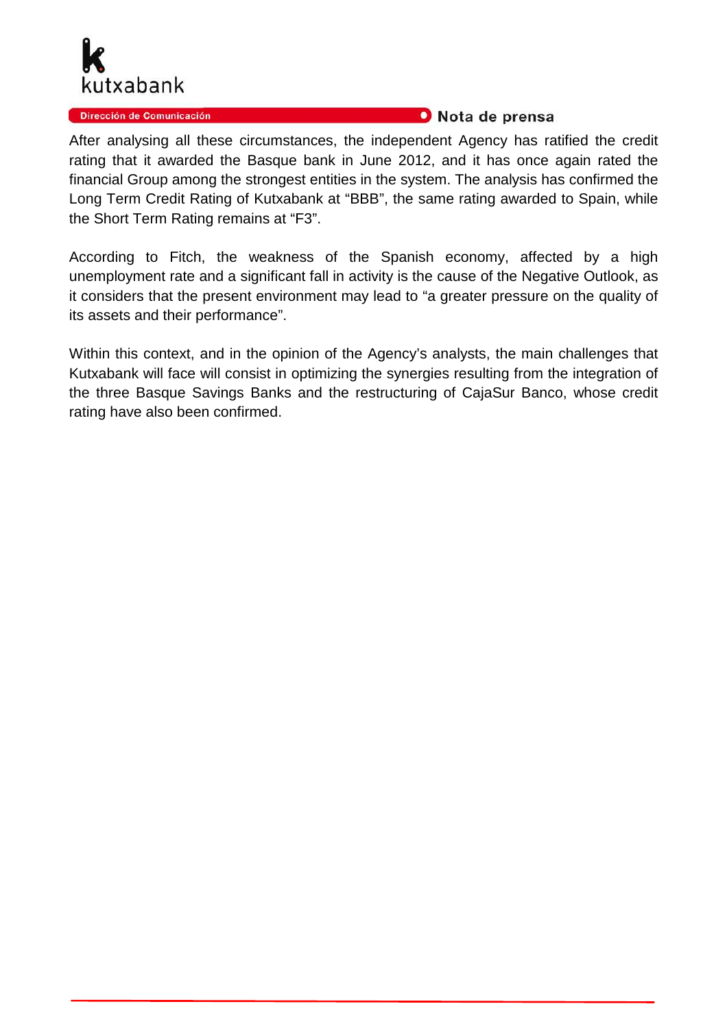After analysing all these circumstances, the independent Agency has ratified the credit rating that it awarded the Basque bank in June 2012, and it has once again rated the financial Group among the strongest entities in the system. The analysis has confirmed the Long Term Credit Rating of Kutxabank at "BBB", the same rating awarded to Spain, while the Short Term Rating remains at "F3".

According to Fitch, the weakness of the Spanish economy, affected by a high unemployment rate and a significant fall in activity is the cause of the Negative Outlook, as it considers that the present environment may lead to "a greater pressure on the quality of its assets and their performance".

Within this context, and in the opinion of the Agency's analysts, the main challenges that Kutxabank will face will consist in optimizing the synergies resulting from the integration of the three Basque Savings Banks and the restructuring of CajaSur Banco, whose credit rating have also been confirmed.